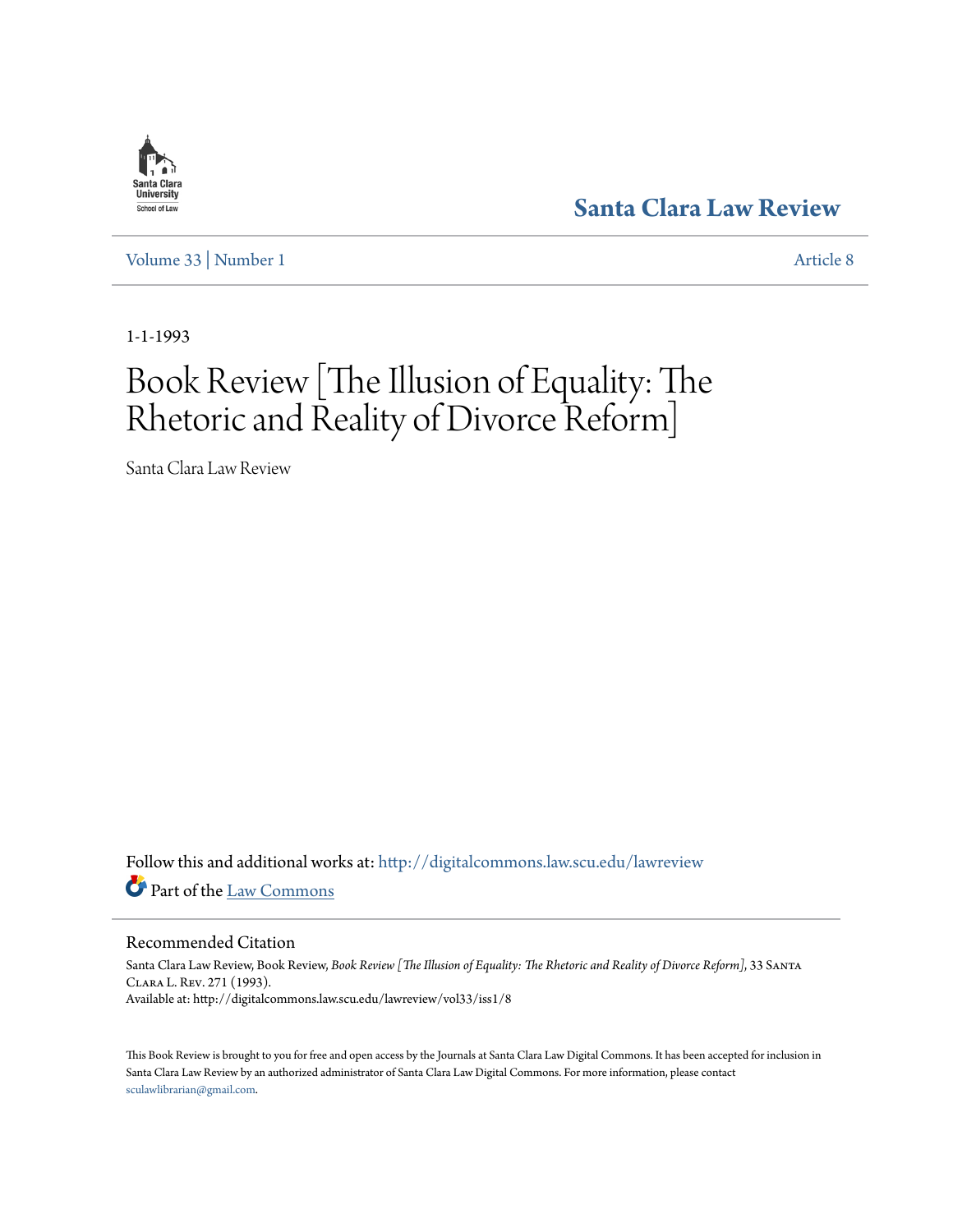Santa Clara University School of Law

# Santa Clara Law Review

Volume 33 | Number 1 Article 8

1-1-1993

# Book Review [The Illusion of Equality: The Rhetoric and Reality of Divorce Reform]

Santa Clara Law Review

Follow this and additional works at: http://digitalcommons.law.scu.edu/lawreview

Part of the Law Commons

## Recommended Citation

Santa Clara Law Review, Book Review, *Book Review [The Illusion of Equality: The Rhetoric and Reality of Divorce Reform]*, 33 Santa Clara L. Rev. 271 (1993).
Available at: http://digitalcommons.law.scu.edu/lawreview/vol33/iss1/8

This Book Review is brought to you for free and open access by the Journals at Santa Clara Law Digital Commons. It has been accepted for inclusion in Santa Clara Law Review by an authorized administrator of Santa Clara Law Digital Commons. For more information, please contact sculawlibrarian@gmail.com.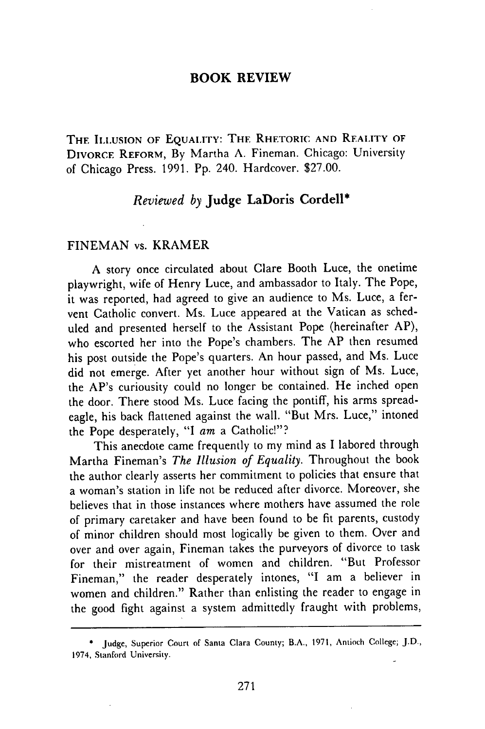# BOOK REVIEW

THE ILLUSION OF EQUALITY: THE RHETORIC AND REALITY OF DIVORCE REFORM, By Martha A. Fineman. Chicago: University of Chicago Press. 1991. Pp. 240. Hardcover. $27.00.

*Reviewed by* **Judge LaDoris Cordell***

## FINEMAN vs. KRAMER

A story once circulated about Clare Booth Luce, the onetime playwright, wife of Henry Luce, and ambassador to Italy. The Pope, it was reported, had agreed to give an audience to Ms. Luce, a fervent Catholic convert. Ms. Luce appeared at the Vatican as scheduled and presented herself to the Assistant Pope (hereinafter AP), who escorted her into the Pope's chambers. The AP then resumed his post outside the Pope's quarters. An hour passed, and Ms. Luce did not emerge. After yet another hour without sign of Ms. Luce, the AP's curiousity could no longer be contained. He inched open the door. There stood Ms. Luce facing the pontiff, his arms spread-eagle, his back flattened against the wall. "But Mrs. Luce," intoned the Pope desperately, "I *am* a Catholic!"?

This anecdote came frequently to my mind as I labored through Martha Fineman's *The Illusion of Equality*. Throughout the book the author clearly asserts her commitment to policies that ensure that a woman's station in life not be reduced after divorce. Moreover, she believes that in those instances where mothers have assumed the role of primary caretaker and have been found to be fit parents, custody of minor children should most logically be given to them. Over and over and over again, Fineman takes the purveyors of divorce to task for their mistreatment of women and children. "But Professor Fineman," the reader desperately intones, "I am a believer in women and children." Rather than enlisting the reader to engage in the good fight against a system admittedly fraught with problems,

---

\* Judge, Superior Court of Santa Clara County; B.A., 1971, Antioch College; J.D., 1974, Stanford University.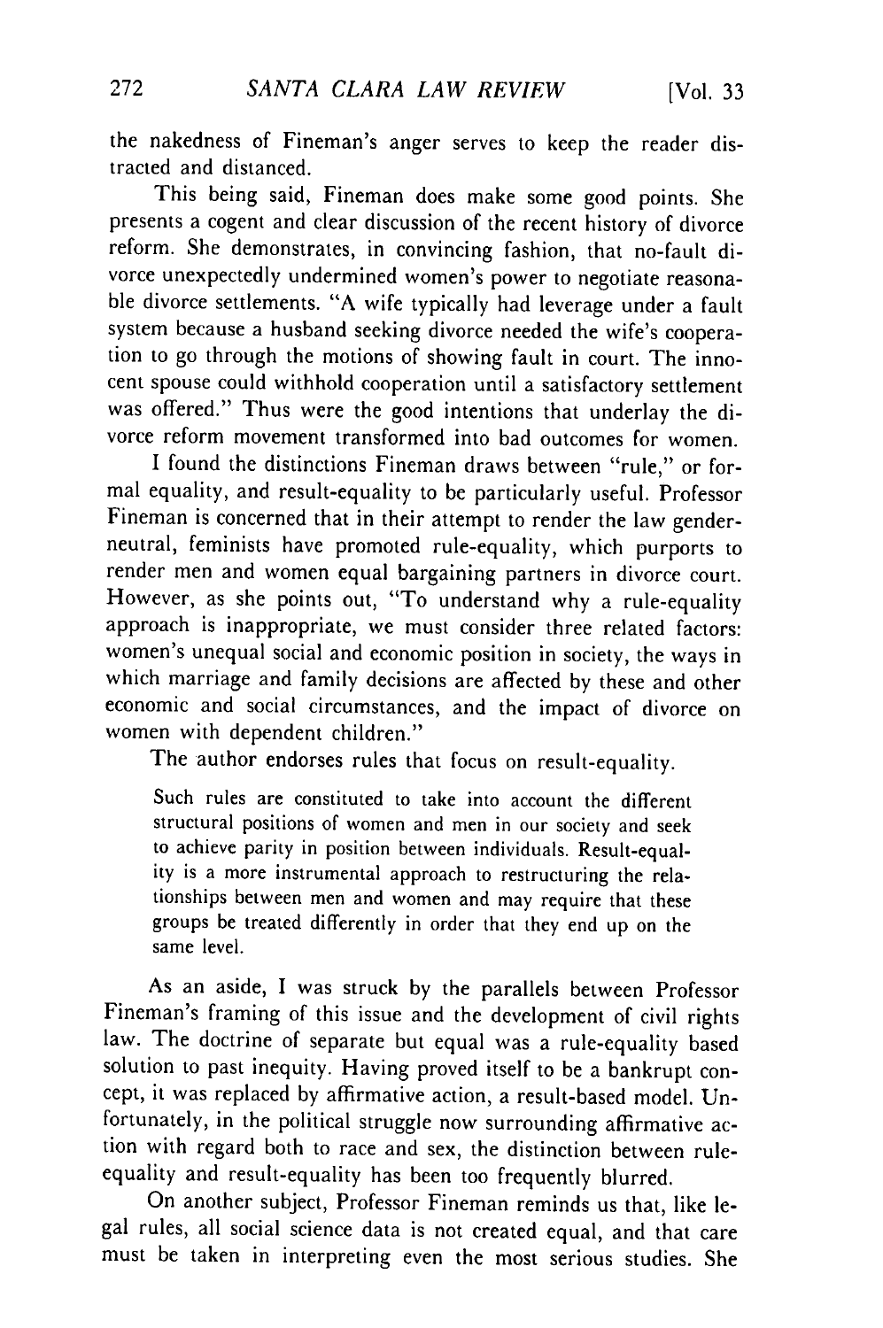the nakedness of Fineman's anger serves to keep the reader distracted and distanced.

This being said, Fineman does make some good points. She presents a cogent and clear discussion of the recent history of divorce reform. She demonstrates, in convincing fashion, that no-fault divorce unexpectedly undermined women's power to negotiate reasonable divorce settlements. "A wife typically had leverage under a fault system because a husband seeking divorce needed the wife's cooperation to go through the motions of showing fault in court. The innocent spouse could withhold cooperation until a satisfactory settlement was offered." Thus were the good intentions that underlay the divorce reform movement transformed into bad outcomes for women.

I found the distinctions Fineman draws between "rule," or formal equality, and result-equality to be particularly useful. Professor Fineman is concerned that in their attempt to render the law gender-neutral, feminists have promoted rule-equality, which purports to render men and women equal bargaining partners in divorce court. However, as she points out, "To understand why a rule-equality approach is inappropriate, we must consider three related factors: women's unequal social and economic position in society, the ways in which marriage and family decisions are affected by these and other economic and social circumstances, and the impact of divorce on women with dependent children."

The author endorses rules that focus on result-equality.

> Such rules are constituted to take into account the different structural positions of women and men in our society and seek to achieve parity in position between individuals. Result-equality is a more instrumental approach to restructuring the relationships between men and women and may require that these groups be treated differently in order that they end up on the same level.

As an aside, I was struck by the parallels between Professor Fineman's framing of this issue and the development of civil rights law. The doctrine of separate but equal was a rule-equality based solution to past inequity. Having proved itself to be a bankrupt concept, it was replaced by affirmative action, a result-based model. Unfortunately, in the political struggle now surrounding affirmative action with regard both to race and sex, the distinction between rule-equality and result-equality has been too frequently blurred.

On another subject, Professor Fineman reminds us that, like legal rules, all social science data is not created equal, and that care must be taken in interpreting even the most serious studies. She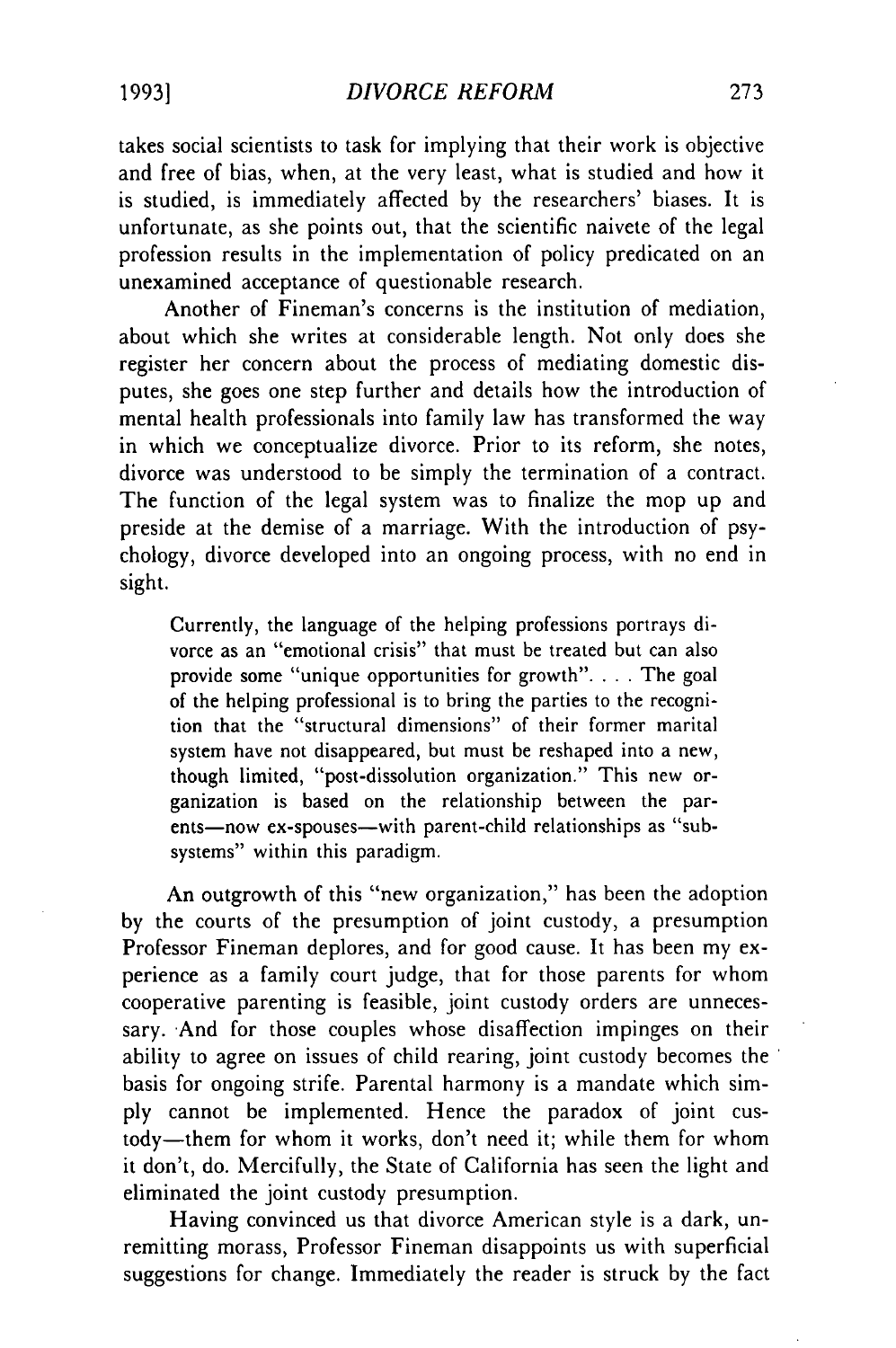takes social scientists to task for implying that their work is objective and free of bias, when, at the very least, what is studied and how it is studied, is immediately affected by the researchers' biases. It is unfortunate, as she points out, that the scientific naivete of the legal profession results in the implementation of policy predicated on an unexamined acceptance of questionable research.

Another of Fineman's concerns is the institution of mediation, about which she writes at considerable length. Not only does she register her concern about the process of mediating domestic disputes, she goes one step further and details how the introduction of mental health professionals into family law has transformed the way in which we conceptualize divorce. Prior to its reform, she notes, divorce was understood to be simply the termination of a contract. The function of the legal system was to finalize the mop up and preside at the demise of a marriage. With the introduction of psychology, divorce developed into an ongoing process, with no end in sight.

> Currently, the language of the helping professions portrays divorce as an "emotional crisis" that must be treated but can also provide some "unique opportunities for growth". . . . The goal of the helping professional is to bring the parties to the recognition that the "structural dimensions" of their former marital system have not disappeared, but must be reshaped into a new, though limited, "post-dissolution organization." This new organization is based on the relationship between the parents—now ex-spouses—with parent-child relationships as "subsystems" within this paradigm.

An outgrowth of this "new organization," has been the adoption by the courts of the presumption of joint custody, a presumption Professor Fineman deplores, and for good cause. It has been my experience as a family court judge, that for those parents for whom cooperative parenting is feasible, joint custody orders are unnecessary. And for those couples whose disaffection impinges on their ability to agree on issues of child rearing, joint custody becomes the basis for ongoing strife. Parental harmony is a mandate which simply cannot be implemented. Hence the paradox of joint custody—them for whom it works, don't need it; while them for whom it don't, do. Mercifully, the State of California has seen the light and eliminated the joint custody presumption.

Having convinced us that divorce American style is a dark, unremitting morass, Professor Fineman disappoints us with superficial suggestions for change. Immediately the reader is struck by the fact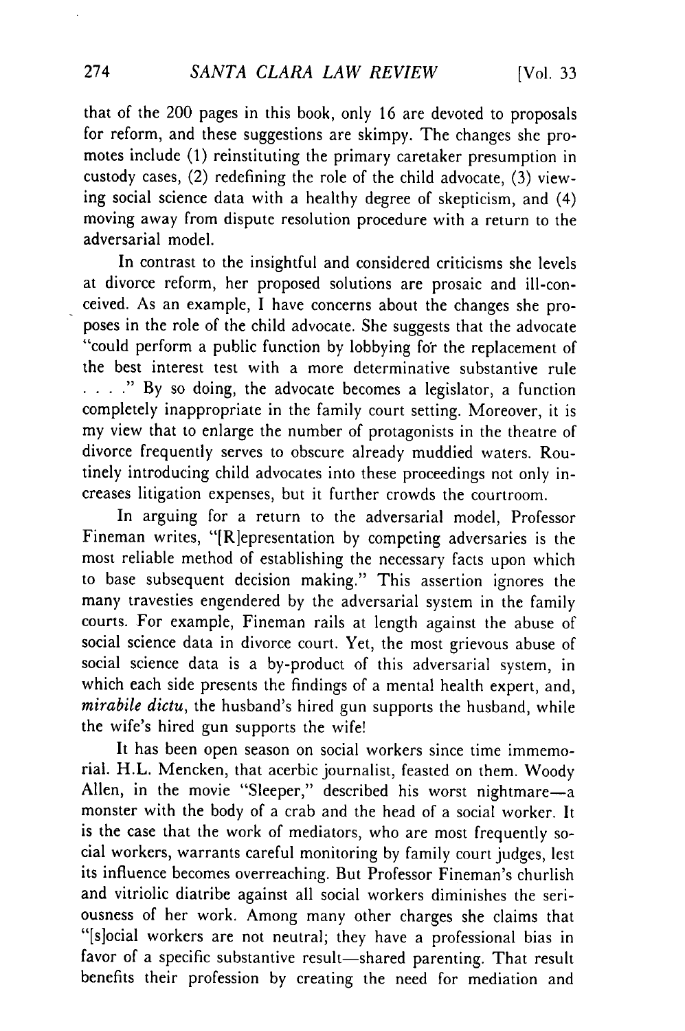that of the 200 pages in this book, only 16 are devoted to proposals for reform, and these suggestions are skimpy. The changes she promotes include (1) reinstituting the primary caretaker presumption in custody cases, (2) redefining the role of the child advocate, (3) viewing social science data with a healthy degree of skepticism, and (4) moving away from dispute resolution procedure with a return to the adversarial model.

In contrast to the insightful and considered criticisms she levels at divorce reform, her proposed solutions are prosaic and ill-conceived. As an example, I have concerns about the changes she proposes in the role of the child advocate. She suggests that the advocate "could perform a public function by lobbying for the replacement of the best interest test with a more determinative substantive rule . . . ." By so doing, the advocate becomes a legislator, a function completely inappropriate in the family court setting. Moreover, it is my view that to enlarge the number of protagonists in the theatre of divorce frequently serves to obscure already muddied waters. Routinely introducing child advocates into these proceedings not only increases litigation expenses, but it further crowds the courtroom.

In arguing for a return to the adversarial model, Professor Fineman writes, "[R]epresentation by competing adversaries is the most reliable method of establishing the necessary facts upon which to base subsequent decision making." This assertion ignores the many travesties engendered by the adversarial system in the family courts. For example, Fineman rails at length against the abuse of social science data in divorce court. Yet, the most grievous abuse of social science data is a by-product of this adversarial system, in which each side presents the findings of a mental health expert, and, *mirabile dictu*, the husband's hired gun supports the husband, while the wife's hired gun supports the wife!

It has been open season on social workers since time immemorial. H.L. Mencken, that acerbic journalist, feasted on them. Woody Allen, in the movie "Sleeper," described his worst nightmare—a monster with the body of a crab and the head of a social worker. It is the case that the work of mediators, who are most frequently social workers, warrants careful monitoring by family court judges, lest its influence becomes overreaching. But Professor Fineman's churlish and vitriolic diatribe against all social workers diminishes the seriousness of her work. Among many other charges she claims that "[s]ocial workers are not neutral; they have a professional bias in favor of a specific substantive result—shared parenting. That result benefits their profession by creating the need for mediation and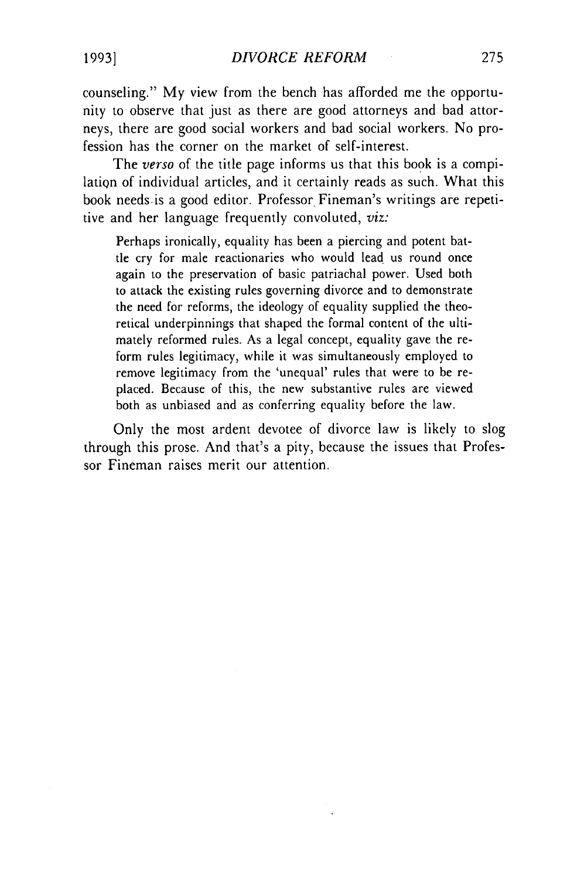counseling." My view from the bench has afforded me the opportunity to observe that just as there are good attorneys and bad attorneys, there are good social workers and bad social workers. No profession has the corner on the market of self-interest.

The *verso* of the title page informs us that this book is a compilation of individual articles, and it certainly reads as such. What this book needs is a good editor. Professor Fineman's writings are repetitive and her language frequently convoluted, *viz:*

> Perhaps ironically, equality has been a piercing and potent battle cry for male reactionaries who would lead us round once again to the preservation of basic patriachal power. Used both to attack the existing rules governing divorce and to demonstrate the need for reforms, the ideology of equality supplied the theoretical underpinnings that shaped the formal content of the ultimately reformed rules. As a legal concept, equality gave the reform rules legitimacy, while it was simultaneously employed to remove legitimacy from the 'unequal' rules that were to be replaced. Because of this, the new substantive rules are viewed both as unbiased and as conferring equality before the law.

Only the most ardent devotee of divorce law is likely to slog through this prose. And that's a pity, because the issues that Professor Fineman raises merit our attention.